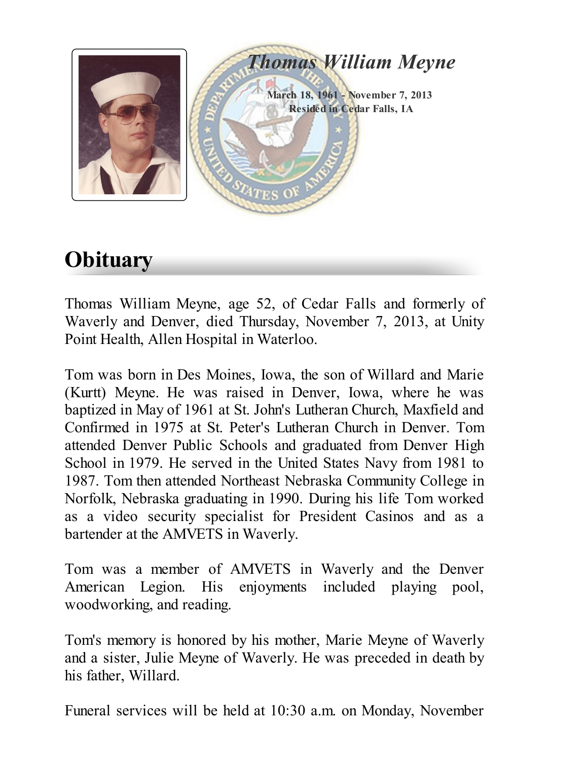# *Thomas William Meyne*

**March 18, 1961 - November 7, 2013**
**Resided in Cedar Falls, IA**

# Obituary

Thomas William Meyne, age 52, of Cedar Falls and formerly of Waverly and Denver, died Thursday, November 7, 2013, at Unity Point Health, Allen Hospital in Waterloo.

Tom was born in Des Moines, Iowa, the son of Willard and Marie (Kurtt) Meyne. He was raised in Denver, Iowa, where he was baptized in May of 1961 at St. John's Lutheran Church, Maxfield and Confirmed in 1975 at St. Peter's Lutheran Church in Denver. Tom attended Denver Public Schools and graduated from Denver High School in 1979. He served in the United States Navy from 1981 to 1987. Tom then attended Northeast Nebraska Community College in Norfolk, Nebraska graduating in 1990. During his life Tom worked as a video security specialist for President Casinos and as a bartender at the AMVETS in Waverly.

Tom was a member of AMVETS in Waverly and the Denver American Legion. His enjoyments included playing pool, woodworking, and reading.

Tom's memory is honored by his mother, Marie Meyne of Waverly and a sister, Julie Meyne of Waverly. He was preceded in death by his father, Willard.

Funeral services will be held at 10:30 a.m. on Monday, November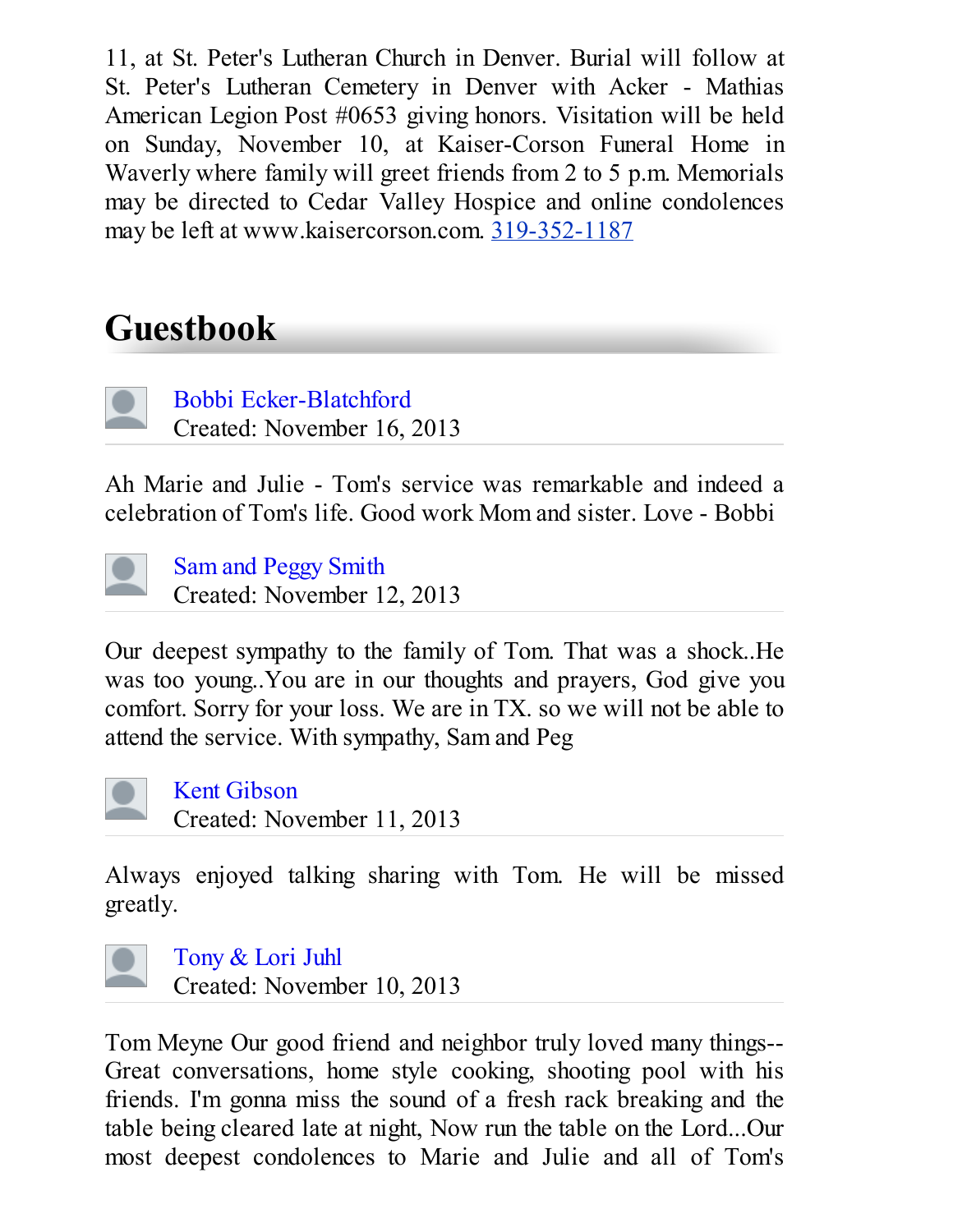11, at St. Peter's Lutheran Church in Denver. Burial will follow at St. Peter's Lutheran Cemetery in Denver with Acker - Mathias American Legion Post #0653 giving honors. Visitation will be held on Sunday, November 10, at Kaiser-Corson Funeral Home in Waverly where family will greet friends from 2 to 5 p.m. Memorials may be directed to Cedar Valley Hospice and online condolences may be left at www.kaisercorson.com. 319-352-1187

## Guestbook

Bobbi Ecker-Blatchford
Created: November 16, 2013

Ah Marie and Julie - Tom's service was remarkable and indeed a celebration of Tom's life. Good work Mom and sister. Love - Bobbi

Sam and Peggy Smith
Created: November 12, 2013

Our deepest sympathy to the family of Tom. That was a shock..He was too young..You are in our thoughts and prayers, God give you comfort. Sorry for your loss. We are in TX. so we will not be able to attend the service. With sympathy, Sam and Peg

Kent Gibson
Created: November 11, 2013

Always enjoyed talking sharing with Tom. He will be missed greatly.

Tony & Lori Juhl
Created: November 10, 2013

Tom Meyne Our good friend and neighbor truly loved many things-- Great conversations, home style cooking, shooting pool with his friends. I'm gonna miss the sound of a fresh rack breaking and the table being cleared late at night, Now run the table on the Lord...Our most deepest condolences to Marie and Julie and all of Tom's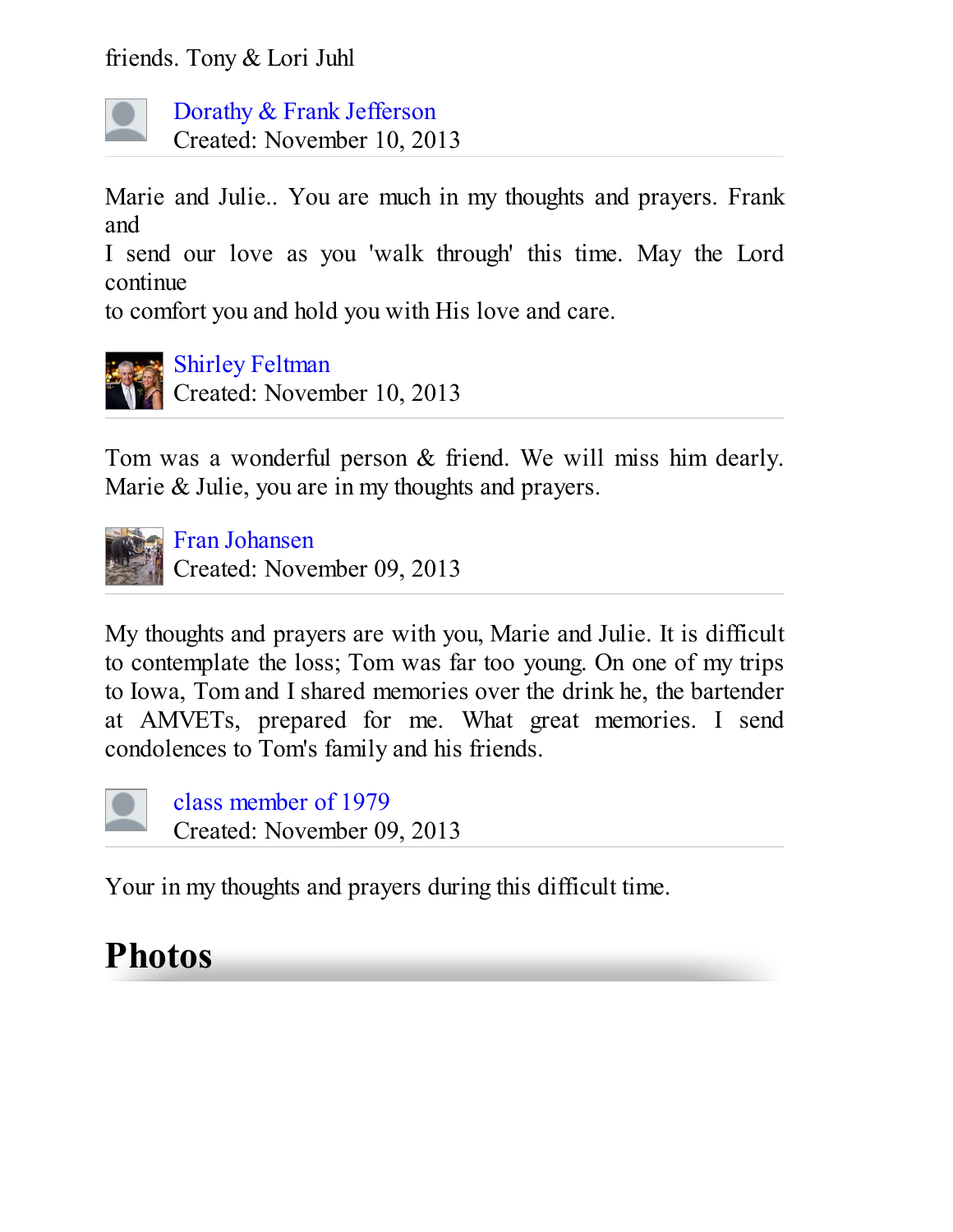friends. Tony & Lori Juhl

Dorathy & Frank Jefferson
Created: November 10, 2013

Marie and Julie.. You are much in my thoughts and prayers. Frank and
I send our love as you 'walk through' this time. May the Lord continue
to comfort you and hold you with His love and care.

Shirley Feltman
Created: November 10, 2013

Tom was a wonderful person & friend. We will miss him dearly. Marie & Julie, you are in my thoughts and prayers.

Fran Johansen
Created: November 09, 2013

My thoughts and prayers are with you, Marie and Julie. It is difficult to contemplate the loss; Tom was far too young. On one of my trips to Iowa, Tom and I shared memories over the drink he, the bartender at AMVETs, prepared for me. What great memories. I send condolences to Tom's family and his friends.

class member of 1979
Created: November 09, 2013

Your in my thoughts and prayers during this difficult time.

# Photos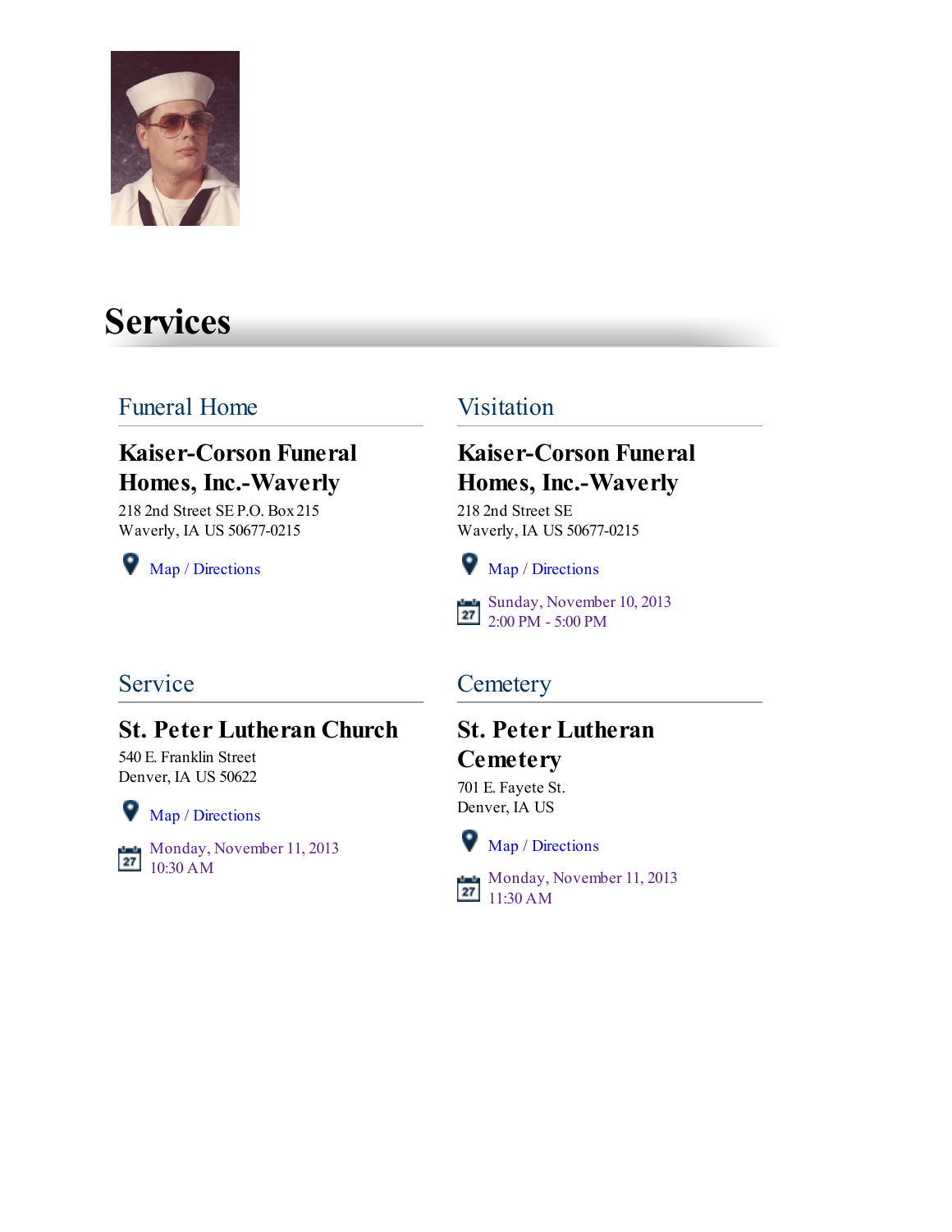# Services

## Funeral Home

### Kaiser-Corson Funeral Homes, Inc.-Waverly

218 2nd Street SE P.O. Box 215
Waverly, IA US 50677-0215

Map / Directions

## Visitation

### Kaiser-Corson Funeral Homes, Inc.-Waverly

218 2nd Street SE
Waverly, IA US 50677-0215

Map / Directions

Sunday, November 10, 2013
2:00 PM - 5:00 PM

## Service

### St. Peter Lutheran Church

540 E. Franklin Street
Denver, IA US 50622

Map / Directions

Monday, November 11, 2013
10:30 AM

## Cemetery

### St. Peter Lutheran Cemetery

701 E. Fayete St.
Denver, IA US

Map / Directions

Monday, November 11, 2013
11:30 AM